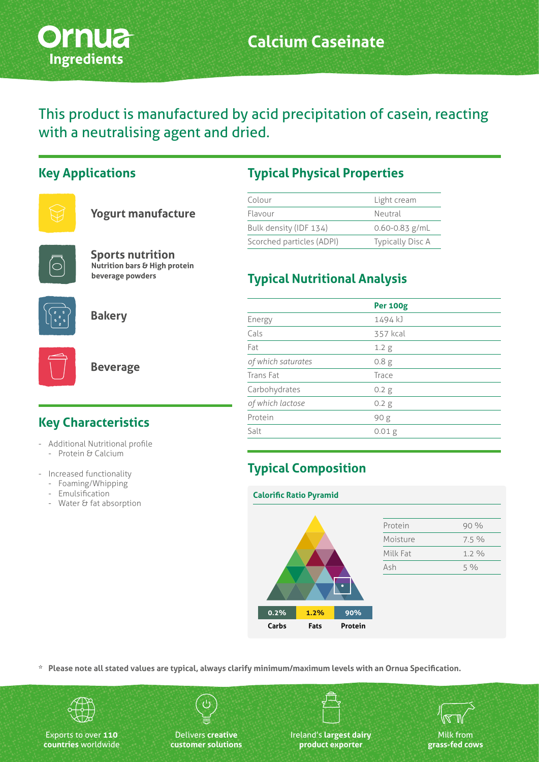# Calcium Caseinate

Ornua Ingredients

This product is manufactured by acid precipitation of casein, reacting with a neutralising agent and dried.

## Key Applications

**Yogurt manufacture**

**Sports nutrition**
**Nutrition bars & High protein beverage powders**

**Bakery**

**Beverage**

## Key Characteristics

- Additional Nutritional profile
  - Protein & Calcium
- Increased functionality
  - Foaming/Whipping
  - Emulsification
  - Water & fat absorption

## Typical Physical Properties

| | |
|---|---|
| Colour | Light cream |
| Flavour | Neutral |
| Bulk density (IDF 134) | 0.60-0.83 g/mL |
| Scorched particles (ADPI) | Typically Disc A |

## Typical Nutritional Analysis

| | **Per 100g** |
|---|---|
| Energy | 1494 kJ |
| Cals | 357 kcal |
| Fat | 1.2 g |
| *of which saturates* | 0.8 g |
| Trans Fat | Trace |
| Carbohydrates | 0.2 g |
| *of which lactose* | 0.2 g |
| Protein | 90 g |
| Salt | 0.01 g |

## Typical Composition

**Calorific Ratio Pyramid**

| 0.2% | 1.2% | 90% |
|---|---|---|
| Carbs | Fats | Protein |

| | |
|---|---|
| Protein | 90 % |
| Moisture | 7.5 % |
| Milk Fat | 1.2 % |
| Ash | 5 % |

\* **Please note all stated values are typical, always clarify minimum/maximum levels with an Ornua Specification.**

Exports to over **110 countries** worldwide

Delivers **creative customer solutions**

Ireland's **largest dairy product exporter**

Milk from **grass-fed cows**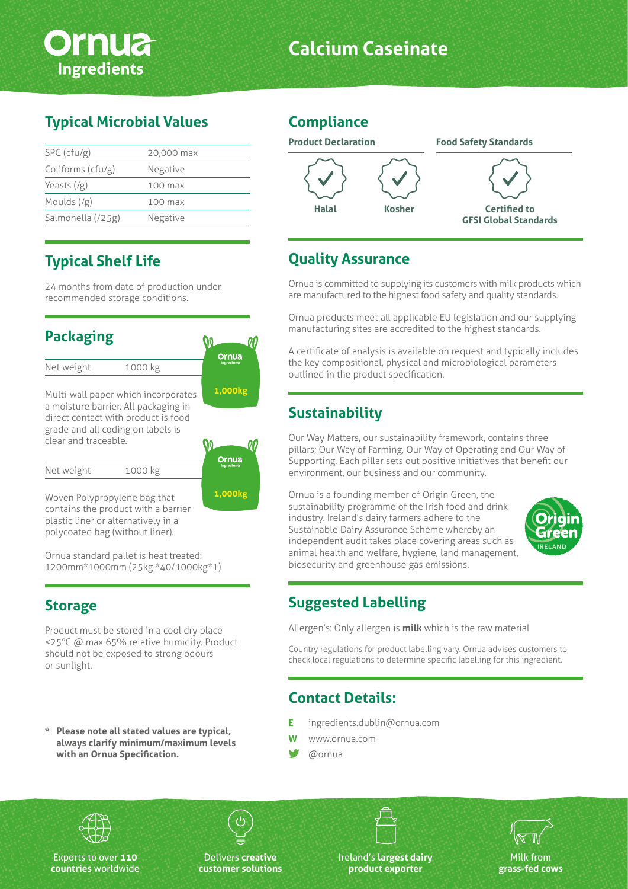# Calcium Caseinate

## Typical Microbial Values

| | |
|---|---|
| SPC (cfu/g) | 20,000 max |
| Coliforms (cfu/g) | Negative |
| Yeasts (/g) | 100 max |
| Moulds (/g) | 100 max |
| Salmonella (/25g) | Negative |

## Typical Shelf Life

24 months from date of production under recommended storage conditions.

## Packaging

| | |
|---|---|
| Net weight | 1000 kg |

Multi-wall paper which incorporates a moisture barrier. All packaging in direct contact with product is food grade and all coding on labels is clear and traceable.

| | |
|---|---|
| Net weight | 1000 kg |

Woven Polypropylene bag that contains the product with a barrier plastic liner or alternatively in a polycoated bag (without liner).

Ornua standard pallet is heat treated: 1200mm*1000mm (25kg *40/1000kg*1)

## Storage

Product must be stored in a cool dry place <25°C @ max 65% relative humidity. Product should not be exposed to strong odours or sunlight.

**\* Please note all stated values are typical, always clarify minimum/maximum levels with an Ornua Specification.**

## Compliance

**Product Declaration**

- Halal
- Kosher

**Food Safety Standards**

- Certified to GFSI Global Standards

## Quality Assurance

Ornua is committed to supplying its customers with milk products which are manufactured to the highest food safety and quality standards.

Ornua products meet all applicable EU legislation and our supplying manufacturing sites are accredited to the highest standards.

A certificate of analysis is available on request and typically includes the key compositional, physical and microbiological parameters outlined in the product specification.

## Sustainability

Our Way Matters, our sustainability framework, contains three pillars; Our Way of Farming, Our Way of Operating and Our Way of Supporting. Each pillar sets out positive initiatives that benefit our environment, our business and our community.

Ornua is a founding member of Origin Green, the sustainability programme of the Irish food and drink industry. Ireland's dairy farmers adhere to the Sustainable Dairy Assurance Scheme whereby an independent audit takes place covering areas such as animal health and welfare, hygiene, land management, biosecurity and greenhouse gas emissions.

## Suggested Labelling

Allergen's: Only allergen is **milk** which is the raw material

Country regulations for product labelling vary. Ornua advises customers to check local regulations to determine specific labelling for this ingredient.

## Contact Details:

- **E** ingredients.dublin@ornua.com
- **W** www.ornua.com
- @ornua

Exports to over **110 countries** worldwide

Delivers **creative customer solutions**

Ireland's **largest dairy product exporter**

Milk from **grass-fed cows**